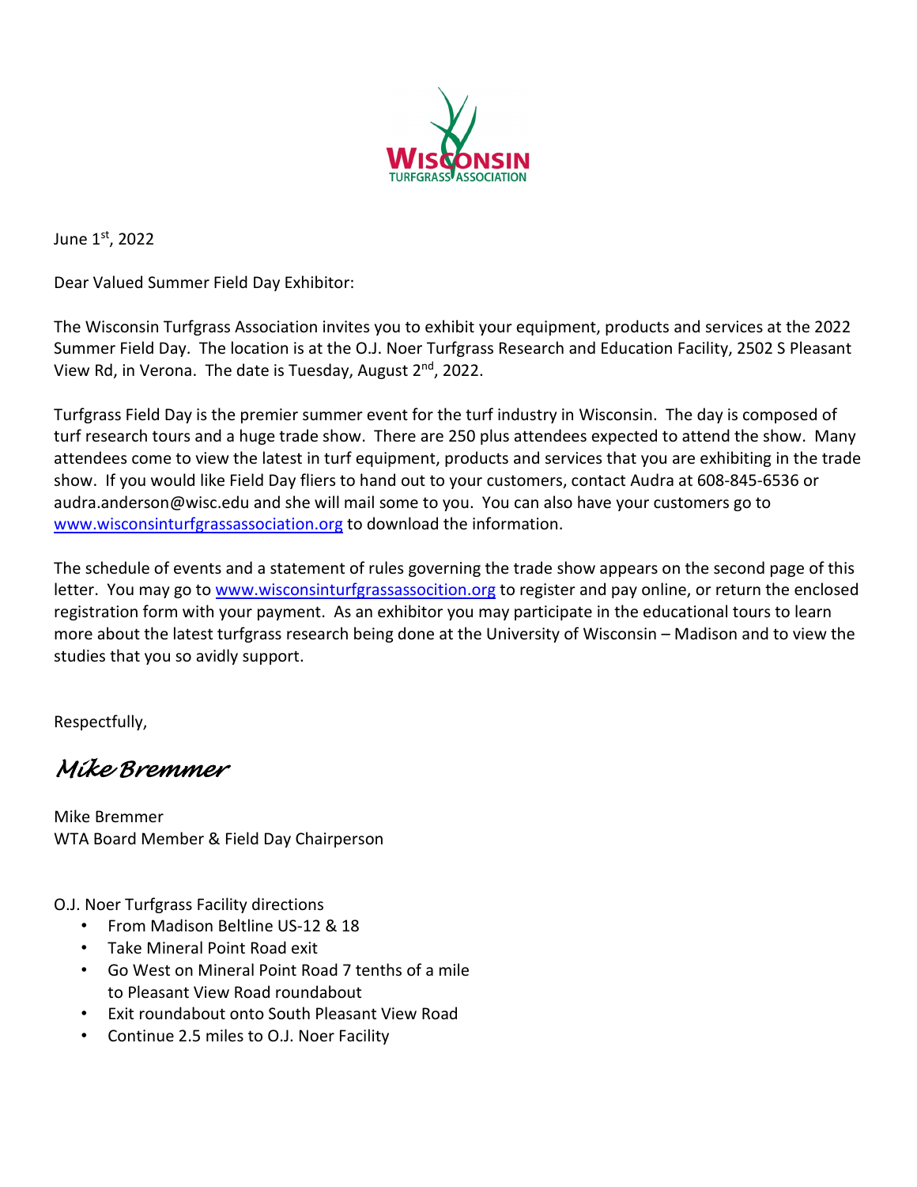June 1st, 2022

Dear Valued Summer Field Day Exhibitor:

The Wisconsin Turfgrass Association invites you to exhibit your equipment, products and services at the 2022 Summer Field Day. The location is at the O.J. Noer Turfgrass Research and Education Facility, 2502 S Pleasant View Rd, in Verona. The date is Tuesday, August 2nd, 2022.

Turfgrass Field Day is the premier summer event for the turf industry in Wisconsin. The day is composed of turf research tours and a huge trade show. There are 250 plus attendees expected to attend the show. Many attendees come to view the latest in turf equipment, products and services that you are exhibiting in the trade show. If you would like Field Day fliers to hand out to your customers, contact Audra at 608-845-6536 or audra.anderson@wisc.edu and she will mail some to you. You can also have your customers go to [www.wisconsinturfgrassassociation.org](www.wisconsinturfgrassassociation.org) to download the information.

The schedule of events and a statement of rules governing the trade show appears on the second page of this letter. You may go to [www.wisconsinturfgrassassocition.org](www.wisconsinturfgrassassocition.org) to register and pay online, or return the enclosed registration form with your payment. As an exhibitor you may participate in the educational tours to learn more about the latest turfgrass research being done at the University of Wisconsin – Madison and to view the studies that you so avidly support.

Respectfully,

*Mike Bremmer*

Mike Bremmer
WTA Board Member & Field Day Chairperson

O.J. Noer Turfgrass Facility directions

- From Madison Beltline US-12 & 18
- Take Mineral Point Road exit
- Go West on Mineral Point Road 7 tenths of a mile to Pleasant View Road roundabout
- Exit roundabout onto South Pleasant View Road
- Continue 2.5 miles to O.J. Noer Facility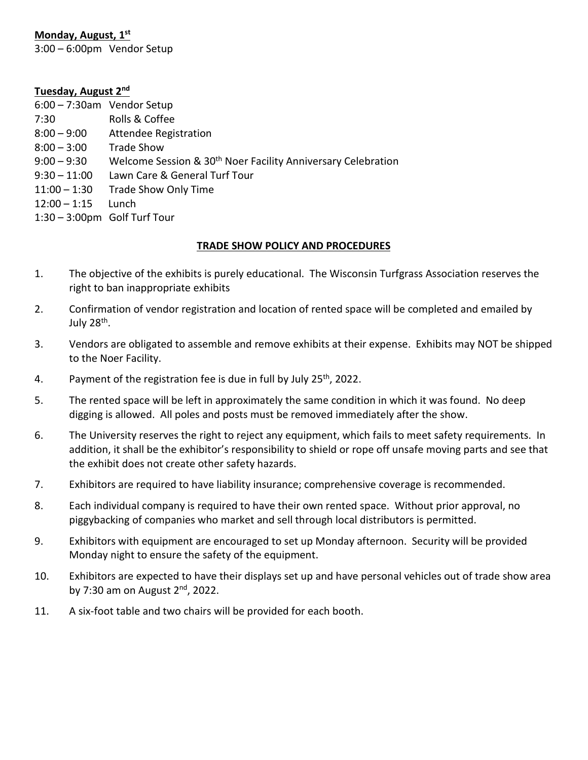**Monday, August, 1st**

3:00 – 6:00pm  Vendor Setup

**Tuesday, August 2nd**

| | |
|---|---|
| 6:00 – 7:30am | Vendor Setup |
| 7:30 | Rolls & Coffee |
| 8:00 – 9:00 | Attendee Registration |
| 8:00 – 3:00 | Trade Show |
| 9:00 – 9:30 | Welcome Session & 30th Noer Facility Anniversary Celebration |
| 9:30 – 11:00 | Lawn Care & General Turf Tour |
| 11:00 – 1:30 | Trade Show Only Time |
| 12:00 – 1:15 | Lunch |
| 1:30 – 3:00pm | Golf Turf Tour |

## TRADE SHOW POLICY AND PROCEDURES

1. The objective of the exhibits is purely educational. The Wisconsin Turfgrass Association reserves the right to ban inappropriate exhibits
2. Confirmation of vendor registration and location of rented space will be completed and emailed by July 28th.
3. Vendors are obligated to assemble and remove exhibits at their expense. Exhibits may NOT be shipped to the Noer Facility.
4. Payment of the registration fee is due in full by July 25th, 2022.
5. The rented space will be left in approximately the same condition in which it was found. No deep digging is allowed. All poles and posts must be removed immediately after the show.
6. The University reserves the right to reject any equipment, which fails to meet safety requirements. In addition, it shall be the exhibitor's responsibility to shield or rope off unsafe moving parts and see that the exhibit does not create other safety hazards.
7. Exhibitors are required to have liability insurance; comprehensive coverage is recommended.
8. Each individual company is required to have their own rented space. Without prior approval, no piggybacking of companies who market and sell through local distributors is permitted.
9. Exhibitors with equipment are encouraged to set up Monday afternoon. Security will be provided Monday night to ensure the safety of the equipment.
10. Exhibitors are expected to have their displays set up and have personal vehicles out of trade show area by 7:30 am on August 2nd, 2022.
11. A six-foot table and two chairs will be provided for each booth.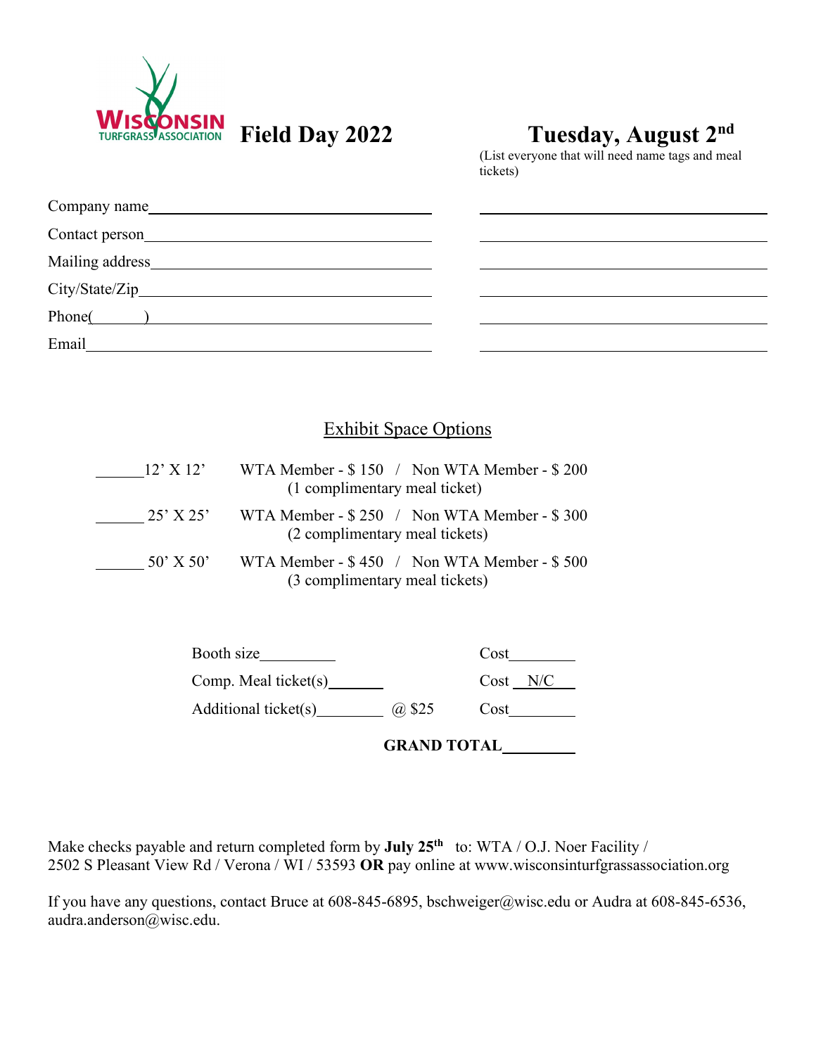WISCONSIN TURFGRASS ASSOCIATION

# Field Day 2022 Tuesday, August 2nd

(List everyone that will need name tags and meal tickets)

Company name________________________________ ________________________________

Contact person________________________________ ________________________________

Mailing address________________________________ ________________________________

City/State/Zip________________________________ ________________________________

Phone(______)________________________________ ________________________________

Email________________________________ ________________________________

## Exhibit Space Options

______12' X 12' WTA Member - $ 150 / Non WTA Member - $ 200
(1 complimentary meal ticket)

______25' X 25' WTA Member - $ 250 / Non WTA Member - $ 300
(2 complimentary meal tickets)

______50' X 50' WTA Member - $ 450 / Non WTA Member - $ 500
(3 complimentary meal tickets)

Booth size__________ Cost________

Comp. Meal ticket(s)________ Cost N/C

Additional ticket(s)________ @ $25 Cost________

**GRAND TOTAL**________

Make checks payable and return completed form by **July 25th** to: WTA / O.J. Noer Facility / 2502 S Pleasant View Rd / Verona / WI / 53593 **OR** pay online at www.wisconsinturfgrassassociation.org

If you have any questions, contact Bruce at 608-845-6895, bschweiger@wisc.edu or Audra at 608-845-6536, audra.anderson@wisc.edu.